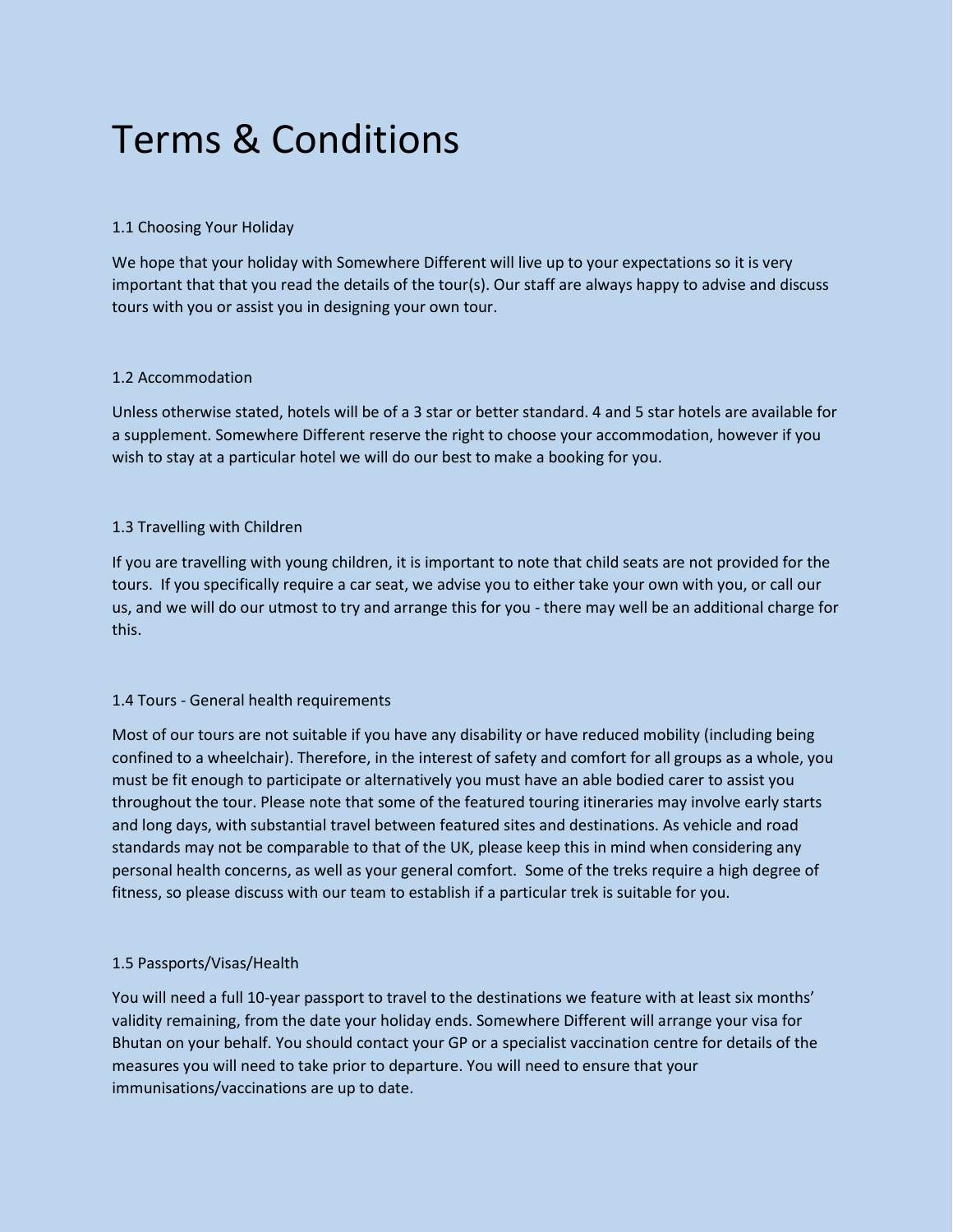# Terms & Conditions

### 1.1 Choosing Your Holiday

We hope that your holiday with Somewhere Different will live up to your expectations so it is very important that that you read the details of the tour(s). Our staff are always happy to advise and discuss tours with you or assist you in designing your own tour.

### 1.2 Accommodation

Unless otherwise stated, hotels will be of a 3 star or better standard. 4 and 5 star hotels are available for a supplement. Somewhere Different reserve the right to choose your accommodation, however if you wish to stay at a particular hotel we will do our best to make a booking for you.

### 1.3 Travelling with Children

If you are travelling with young children, it is important to note that child seats are not provided for the tours. If you specifically require a car seat, we advise you to either take your own with you, or call our us, and we will do our utmost to try and arrange this for you - there may well be an additional charge for this.

### 1.4 Tours - General health requirements

Most of our tours are not suitable if you have any disability or have reduced mobility (including being confined to a wheelchair). Therefore, in the interest of safety and comfort for all groups as a whole, you must be fit enough to participate or alternatively you must have an able bodied carer to assist you throughout the tour. Please note that some of the featured touring itineraries may involve early starts and long days, with substantial travel between featured sites and destinations. As vehicle and road standards may not be comparable to that of the UK, please keep this in mind when considering any personal health concerns, as well as your general comfort. Some of the treks require a high degree of fitness, so please discuss with our team to establish if a particular trek is suitable for you.

### 1.5 Passports/Visas/Health

You will need a full 10-year passport to travel to the destinations we feature with at least six months' validity remaining, from the date your holiday ends. Somewhere Different will arrange your visa for Bhutan on your behalf. You should contact your GP or a specialist vaccination centre for details of the measures you will need to take prior to departure. You will need to ensure that your immunisations/vaccinations are up to date.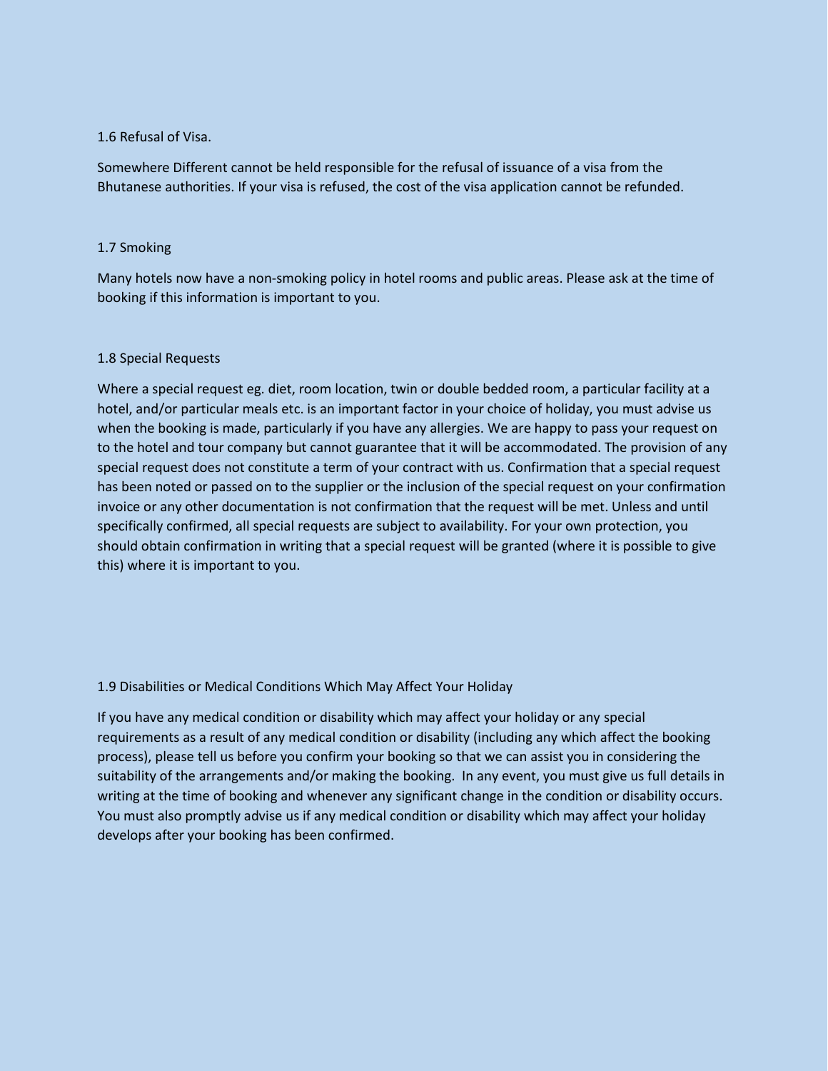### 1.6 Refusal of Visa.

Somewhere Different cannot be held responsible for the refusal of issuance of a visa from the Bhutanese authorities. If your visa is refused, the cost of the visa application cannot be refunded.

### 1.7 Smoking

Many hotels now have a non-smoking policy in hotel rooms and public areas. Please ask at the time of booking if this information is important to you.

### 1.8 Special Requests

Where a special request eg. diet, room location, twin or double bedded room, a particular facility at a hotel, and/or particular meals etc. is an important factor in your choice of holiday, you must advise us when the booking is made, particularly if you have any allergies. We are happy to pass your request on to the hotel and tour company but cannot guarantee that it will be accommodated. The provision of any special request does not constitute a term of your contract with us. Confirmation that a special request has been noted or passed on to the supplier or the inclusion of the special request on your confirmation invoice or any other documentation is not confirmation that the request will be met. Unless and until specifically confirmed, all special requests are subject to availability. For your own protection, you should obtain confirmation in writing that a special request will be granted (where it is possible to give this) where it is important to you.

### 1.9 Disabilities or Medical Conditions Which May Affect Your Holiday

If you have any medical condition or disability which may affect your holiday or any special requirements as a result of any medical condition or disability (including any which affect the booking process), please tell us before you confirm your booking so that we can assist you in considering the suitability of the arrangements and/or making the booking. In any event, you must give us full details in writing at the time of booking and whenever any significant change in the condition or disability occurs. You must also promptly advise us if any medical condition or disability which may affect your holiday develops after your booking has been confirmed.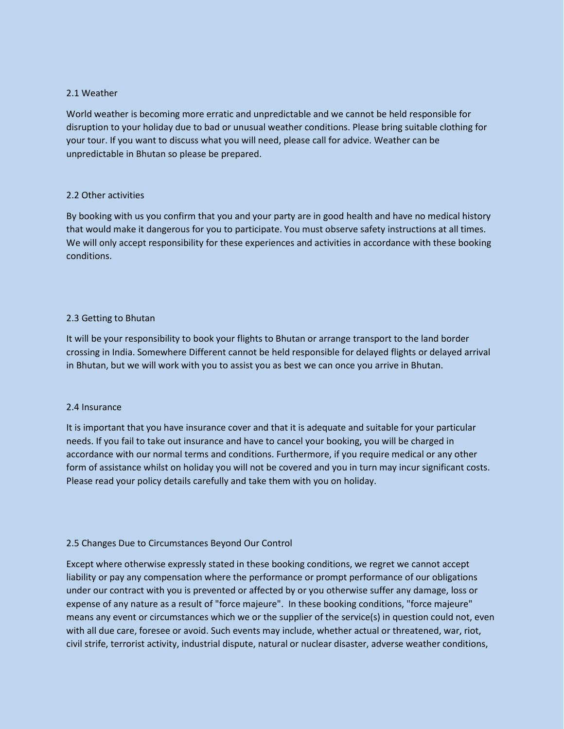## 2.1 Weather

World weather is becoming more erratic and unpredictable and we cannot be held responsible for disruption to your holiday due to bad or unusual weather conditions. Please bring suitable clothing for your tour. If you want to discuss what you will need, please call for advice. Weather can be unpredictable in Bhutan so please be prepared.

## 2.2 Other activities

By booking with us you confirm that you and your party are in good health and have no medical history that would make it dangerous for you to participate. You must observe safety instructions at all times. We will only accept responsibility for these experiences and activities in accordance with these booking conditions.

## 2.3 Getting to Bhutan

It will be your responsibility to book your flights to Bhutan or arrange transport to the land border crossing in India. Somewhere Different cannot be held responsible for delayed flights or delayed arrival in Bhutan, but we will work with you to assist you as best we can once you arrive in Bhutan.

## 2.4 Insurance

It is important that you have insurance cover and that it is adequate and suitable for your particular needs. If you fail to take out insurance and have to cancel your booking, you will be charged in accordance with our normal terms and conditions. Furthermore, if you require medical or any other form of assistance whilst on holiday you will not be covered and you in turn may incur significant costs. Please read your policy details carefully and take them with you on holiday.

## 2.5 Changes Due to Circumstances Beyond Our Control

Except where otherwise expressly stated in these booking conditions, we regret we cannot accept liability or pay any compensation where the performance or prompt performance of our obligations under our contract with you is prevented or affected by or you otherwise suffer any damage, loss or expense of any nature as a result of "force majeure". In these booking conditions, "force majeure" means any event or circumstances which we or the supplier of the service(s) in question could not, even with all due care, foresee or avoid. Such events may include, whether actual or threatened, war, riot, civil strife, terrorist activity, industrial dispute, natural or nuclear disaster, adverse weather conditions,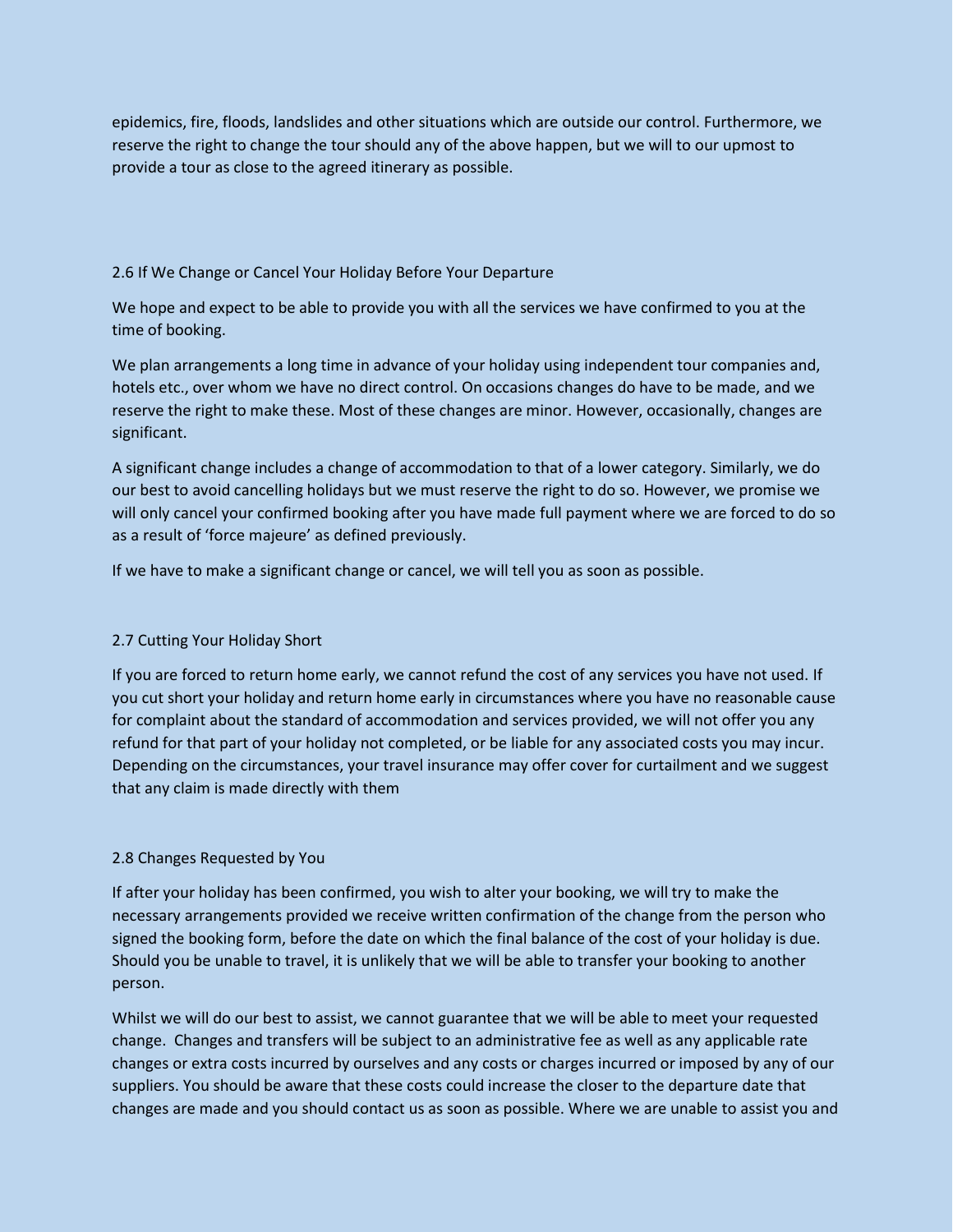epidemics, fire, floods, landslides and other situations which are outside our control. Furthermore, we reserve the right to change the tour should any of the above happen, but we will to our upmost to provide a tour as close to the agreed itinerary as possible.

## 2.6 If We Change or Cancel Your Holiday Before Your Departure

We hope and expect to be able to provide you with all the services we have confirmed to you at the time of booking.

We plan arrangements a long time in advance of your holiday using independent tour companies and, hotels etc., over whom we have no direct control. On occasions changes do have to be made, and we reserve the right to make these. Most of these changes are minor. However, occasionally, changes are significant.

A significant change includes a change of accommodation to that of a lower category. Similarly, we do our best to avoid cancelling holidays but we must reserve the right to do so. However, we promise we will only cancel your confirmed booking after you have made full payment where we are forced to do so as a result of 'force majeure' as defined previously.

If we have to make a significant change or cancel, we will tell you as soon as possible.

## 2.7 Cutting Your Holiday Short

If you are forced to return home early, we cannot refund the cost of any services you have not used. If you cut short your holiday and return home early in circumstances where you have no reasonable cause for complaint about the standard of accommodation and services provided, we will not offer you any refund for that part of your holiday not completed, or be liable for any associated costs you may incur. Depending on the circumstances, your travel insurance may offer cover for curtailment and we suggest that any claim is made directly with them

## 2.8 Changes Requested by You

If after your holiday has been confirmed, you wish to alter your booking, we will try to make the necessary arrangements provided we receive written confirmation of the change from the person who signed the booking form, before the date on which the final balance of the cost of your holiday is due. Should you be unable to travel, it is unlikely that we will be able to transfer your booking to another person.

Whilst we will do our best to assist, we cannot guarantee that we will be able to meet your requested change. Changes and transfers will be subject to an administrative fee as well as any applicable rate changes or extra costs incurred by ourselves and any costs or charges incurred or imposed by any of our suppliers. You should be aware that these costs could increase the closer to the departure date that changes are made and you should contact us as soon as possible. Where we are unable to assist you and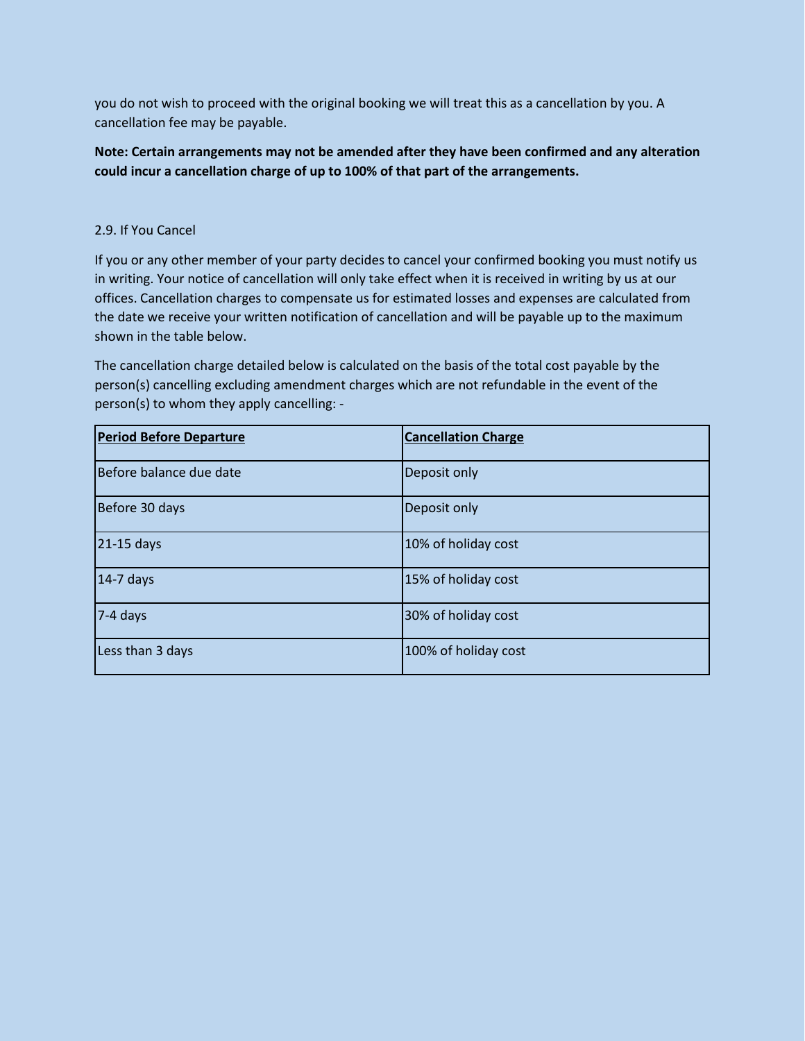you do not wish to proceed with the original booking we will treat this as a cancellation by you. A cancellation fee may be payable.

**Note: Certain arrangements may not be amended after they have been confirmed and any alteration could incur a cancellation charge of up to 100% of that part of the arrangements.**

2.9. If You Cancel

If you or any other member of your party decides to cancel your confirmed booking you must notify us in writing. Your notice of cancellation will only take effect when it is received in writing by us at our offices. Cancellation charges to compensate us for estimated losses and expenses are calculated from the date we receive your written notification of cancellation and will be payable up to the maximum shown in the table below.

The cancellation charge detailed below is calculated on the basis of the total cost payable by the person(s) cancelling excluding amendment charges which are not refundable in the event of the person(s) to whom they apply cancelling: -

| **Period Before Departure** | **Cancellation Charge** |
|---|---|
| Before balance due date | Deposit only |
| Before 30 days | Deposit only |
| 21-15 days | 10% of holiday cost |
| 14-7 days | 15% of holiday cost |
| 7-4 days | 30% of holiday cost |
| Less than 3 days | 100% of holiday cost |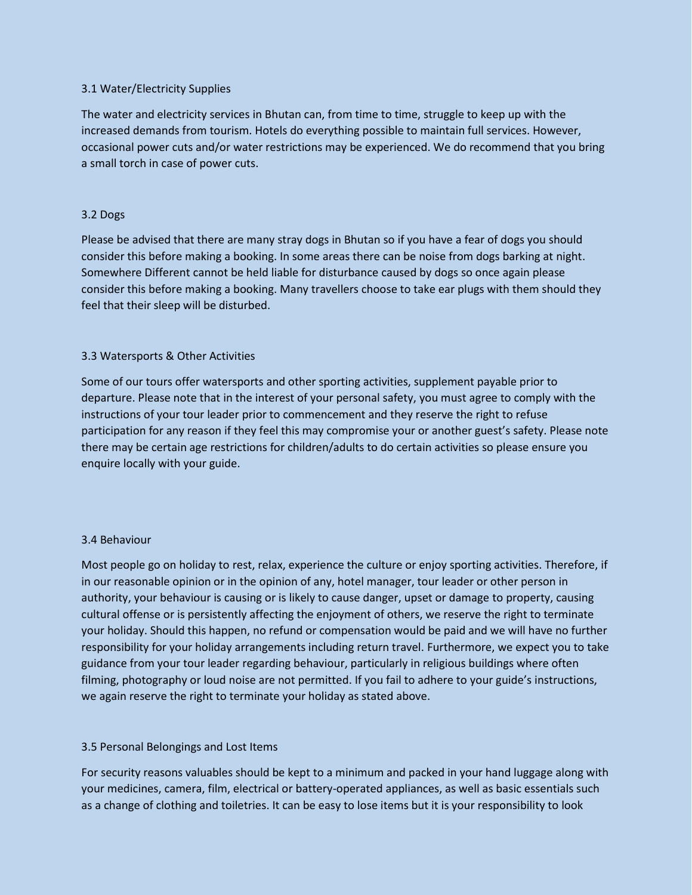### 3.1 Water/Electricity Supplies

The water and electricity services in Bhutan can, from time to time, struggle to keep up with the increased demands from tourism. Hotels do everything possible to maintain full services. However, occasional power cuts and/or water restrictions may be experienced. We do recommend that you bring a small torch in case of power cuts.

### 3.2 Dogs

Please be advised that there are many stray dogs in Bhutan so if you have a fear of dogs you should consider this before making a booking. In some areas there can be noise from dogs barking at night. Somewhere Different cannot be held liable for disturbance caused by dogs so once again please consider this before making a booking. Many travellers choose to take ear plugs with them should they feel that their sleep will be disturbed.

### 3.3 Watersports & Other Activities

Some of our tours offer watersports and other sporting activities, supplement payable prior to departure. Please note that in the interest of your personal safety, you must agree to comply with the instructions of your tour leader prior to commencement and they reserve the right to refuse participation for any reason if they feel this may compromise your or another guest's safety. Please note there may be certain age restrictions for children/adults to do certain activities so please ensure you enquire locally with your guide.

### 3.4 Behaviour

Most people go on holiday to rest, relax, experience the culture or enjoy sporting activities. Therefore, if in our reasonable opinion or in the opinion of any, hotel manager, tour leader or other person in authority, your behaviour is causing or is likely to cause danger, upset or damage to property, causing cultural offense or is persistently affecting the enjoyment of others, we reserve the right to terminate your holiday. Should this happen, no refund or compensation would be paid and we will have no further responsibility for your holiday arrangements including return travel. Furthermore, we expect you to take guidance from your tour leader regarding behaviour, particularly in religious buildings where often filming, photography or loud noise are not permitted. If you fail to adhere to your guide's instructions, we again reserve the right to terminate your holiday as stated above.

### 3.5 Personal Belongings and Lost Items

For security reasons valuables should be kept to a minimum and packed in your hand luggage along with your medicines, camera, film, electrical or battery-operated appliances, as well as basic essentials such as a change of clothing and toiletries. It can be easy to lose items but it is your responsibility to look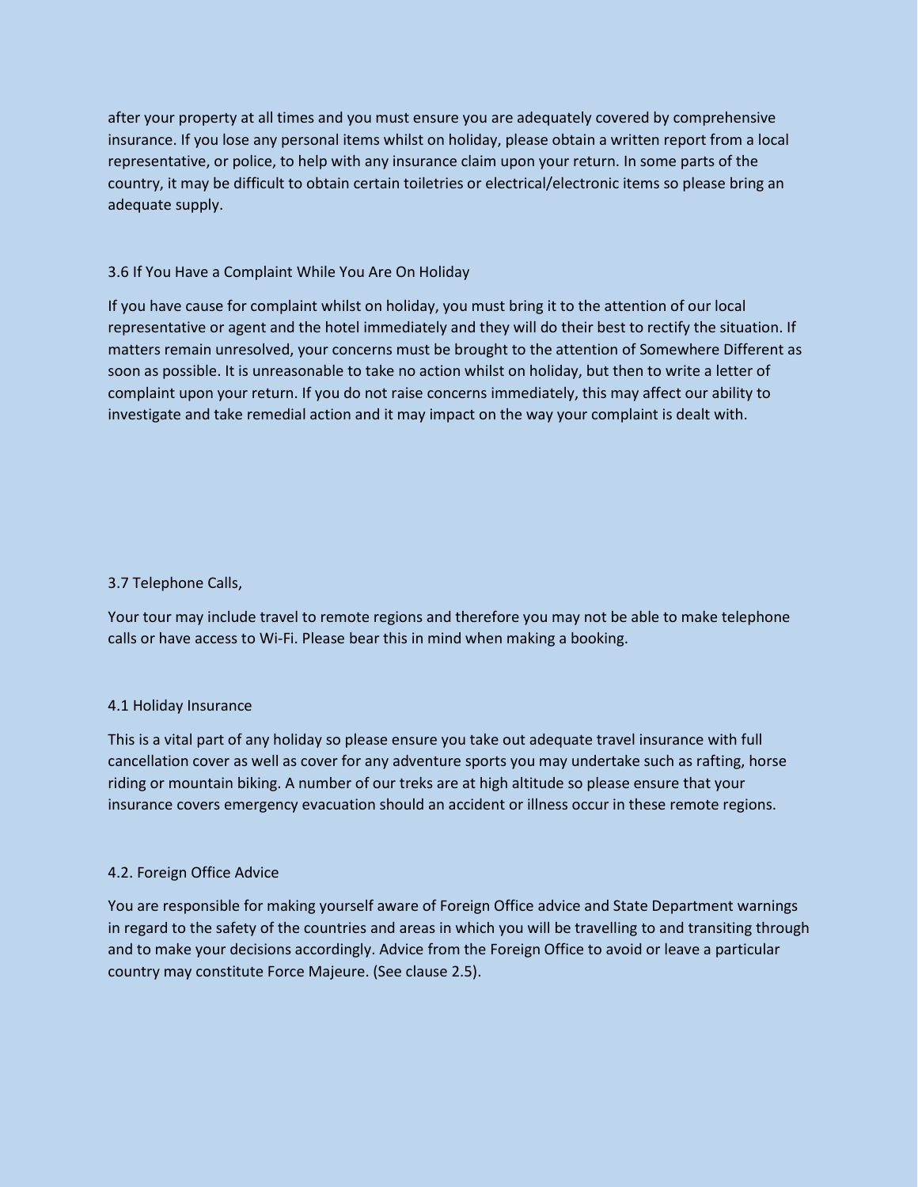after your property at all times and you must ensure you are adequately covered by comprehensive insurance. If you lose any personal items whilst on holiday, please obtain a written report from a local representative, or police, to help with any insurance claim upon your return. In some parts of the country, it may be difficult to obtain certain toiletries or electrical/electronic items so please bring an adequate supply.

### 3.6 If You Have a Complaint While You Are On Holiday

If you have cause for complaint whilst on holiday, you must bring it to the attention of our local representative or agent and the hotel immediately and they will do their best to rectify the situation. If matters remain unresolved, your concerns must be brought to the attention of Somewhere Different as soon as possible. It is unreasonable to take no action whilst on holiday, but then to write a letter of complaint upon your return. If you do not raise concerns immediately, this may affect our ability to investigate and take remedial action and it may impact on the way your complaint is dealt with.

### 3.7 Telephone Calls,

Your tour may include travel to remote regions and therefore you may not be able to make telephone calls or have access to Wi-Fi. Please bear this in mind when making a booking.

### 4.1 Holiday Insurance

This is a vital part of any holiday so please ensure you take out adequate travel insurance with full cancellation cover as well as cover for any adventure sports you may undertake such as rafting, horse riding or mountain biking. A number of our treks are at high altitude so please ensure that your insurance covers emergency evacuation should an accident or illness occur in these remote regions.

### 4.2. Foreign Office Advice

You are responsible for making yourself aware of Foreign Office advice and State Department warnings in regard to the safety of the countries and areas in which you will be travelling to and transiting through and to make your decisions accordingly. Advice from the Foreign Office to avoid or leave a particular country may constitute Force Majeure. (See clause 2.5).